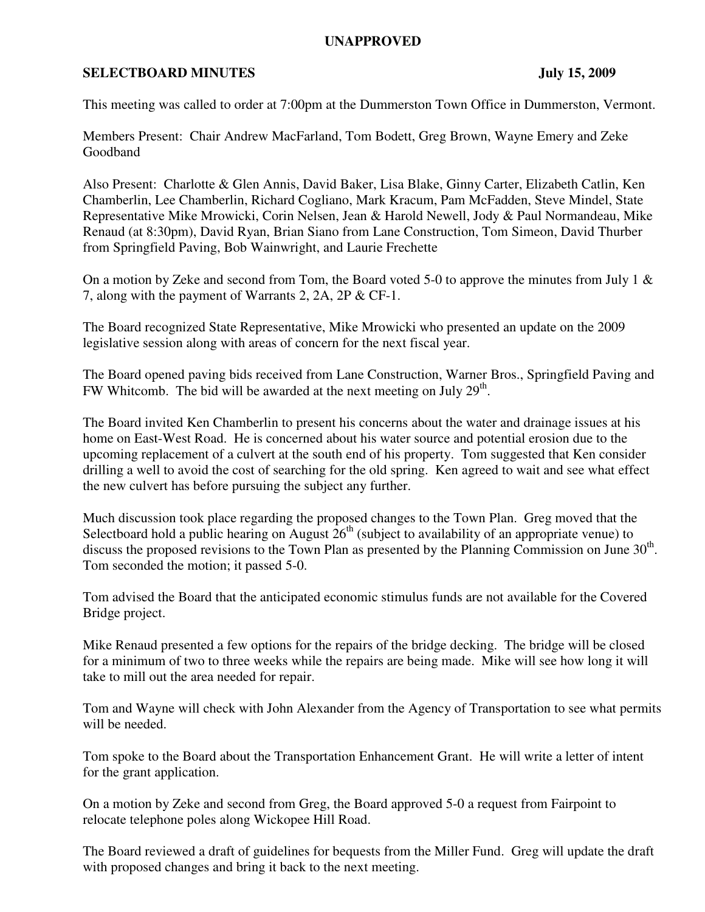**UNAPPROVED**

**SELECTBOARD MINUTES** **July 15, 2009**

This meeting was called to order at 7:00pm at the Dummerston Town Office in Dummerston, Vermont.

Members Present: Chair Andrew MacFarland, Tom Bodett, Greg Brown, Wayne Emery and Zeke Goodband

Also Present: Charlotte & Glen Annis, David Baker, Lisa Blake, Ginny Carter, Elizabeth Catlin, Ken Chamberlin, Lee Chamberlin, Richard Cogliano, Mark Kracum, Pam McFadden, Steve Mindel, State Representative Mike Mrowicki, Corin Nelsen, Jean & Harold Newell, Jody & Paul Normandeau, Mike Renaud (at 8:30pm), David Ryan, Brian Siano from Lane Construction, Tom Simeon, David Thurber from Springfield Paving, Bob Wainwright, and Laurie Frechette

On a motion by Zeke and second from Tom, the Board voted 5-0 to approve the minutes from July 1 & 7, along with the payment of Warrants 2, 2A, 2P & CF-1.

The Board recognized State Representative, Mike Mrowicki who presented an update on the 2009 legislative session along with areas of concern for the next fiscal year.

The Board opened paving bids received from Lane Construction, Warner Bros., Springfield Paving and FW Whitcomb. The bid will be awarded at the next meeting on July 29th.

The Board invited Ken Chamberlin to present his concerns about the water and drainage issues at his home on East-West Road. He is concerned about his water source and potential erosion due to the upcoming replacement of a culvert at the south end of his property. Tom suggested that Ken consider drilling a well to avoid the cost of searching for the old spring. Ken agreed to wait and see what effect the new culvert has before pursuing the subject any further.

Much discussion took place regarding the proposed changes to the Town Plan. Greg moved that the Selectboard hold a public hearing on August 26th (subject to availability of an appropriate venue) to discuss the proposed revisions to the Town Plan as presented by the Planning Commission on June 30th. Tom seconded the motion; it passed 5-0.

Tom advised the Board that the anticipated economic stimulus funds are not available for the Covered Bridge project.

Mike Renaud presented a few options for the repairs of the bridge decking. The bridge will be closed for a minimum of two to three weeks while the repairs are being made. Mike will see how long it will take to mill out the area needed for repair.

Tom and Wayne will check with John Alexander from the Agency of Transportation to see what permits will be needed.

Tom spoke to the Board about the Transportation Enhancement Grant. He will write a letter of intent for the grant application.

On a motion by Zeke and second from Greg, the Board approved 5-0 a request from Fairpoint to relocate telephone poles along Wickopee Hill Road.

The Board reviewed a draft of guidelines for bequests from the Miller Fund. Greg will update the draft with proposed changes and bring it back to the next meeting.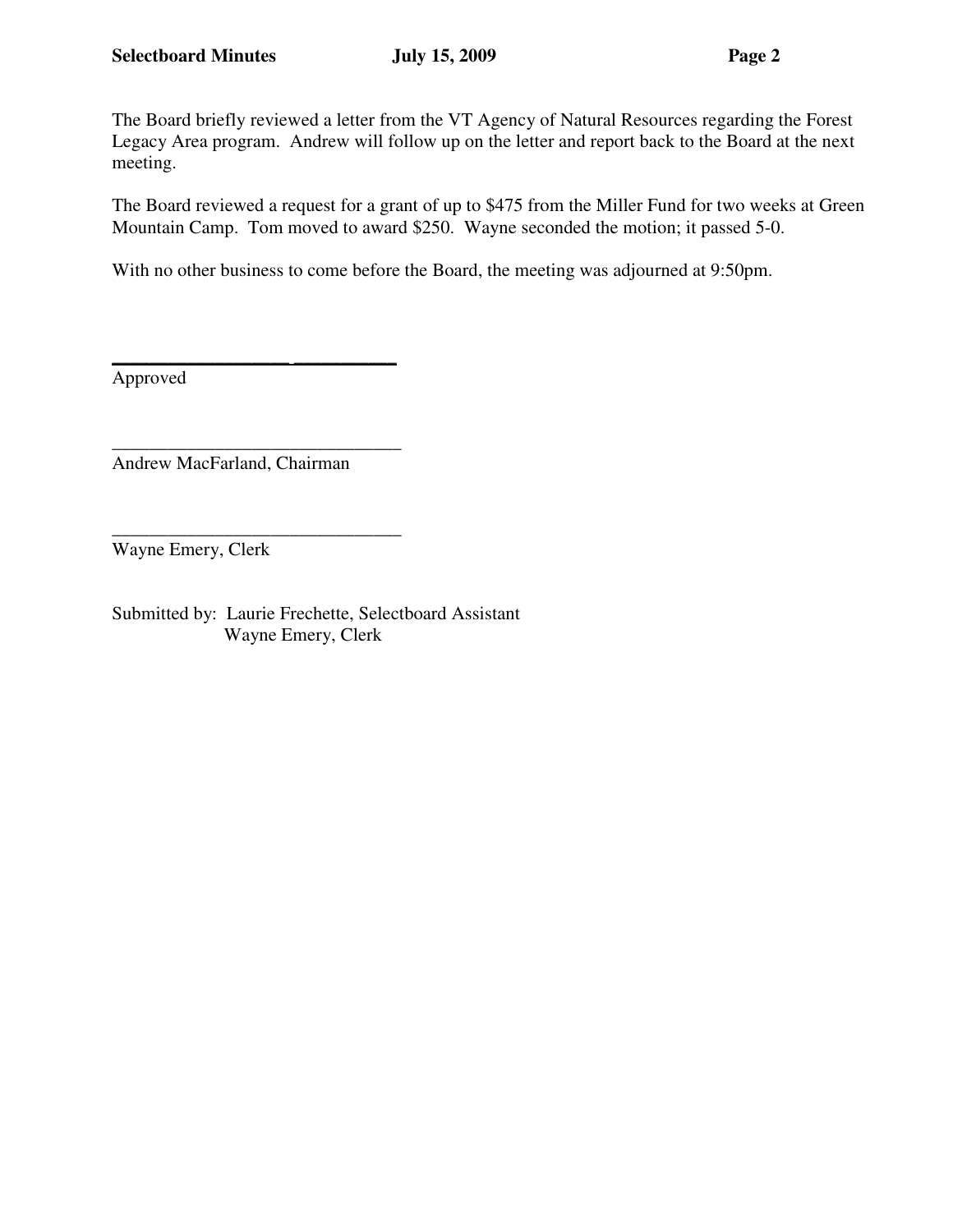The Board briefly reviewed a letter from the VT Agency of Natural Resources regarding the Forest Legacy Area program. Andrew will follow up on the letter and report back to the Board at the next meeting.

The Board reviewed a request for a grant of up to $475 from the Miller Fund for two weeks at Green Mountain Camp. Tom moved to award $250. Wayne seconded the motion; it passed 5-0.

With no other business to come before the Board, the meeting was adjourned at 9:50pm.

______________________________
Approved

______________________________
Andrew MacFarland, Chairman

______________________________
Wayne Emery, Clerk

Submitted by: Laurie Frechette, Selectboard Assistant
Wayne Emery, Clerk